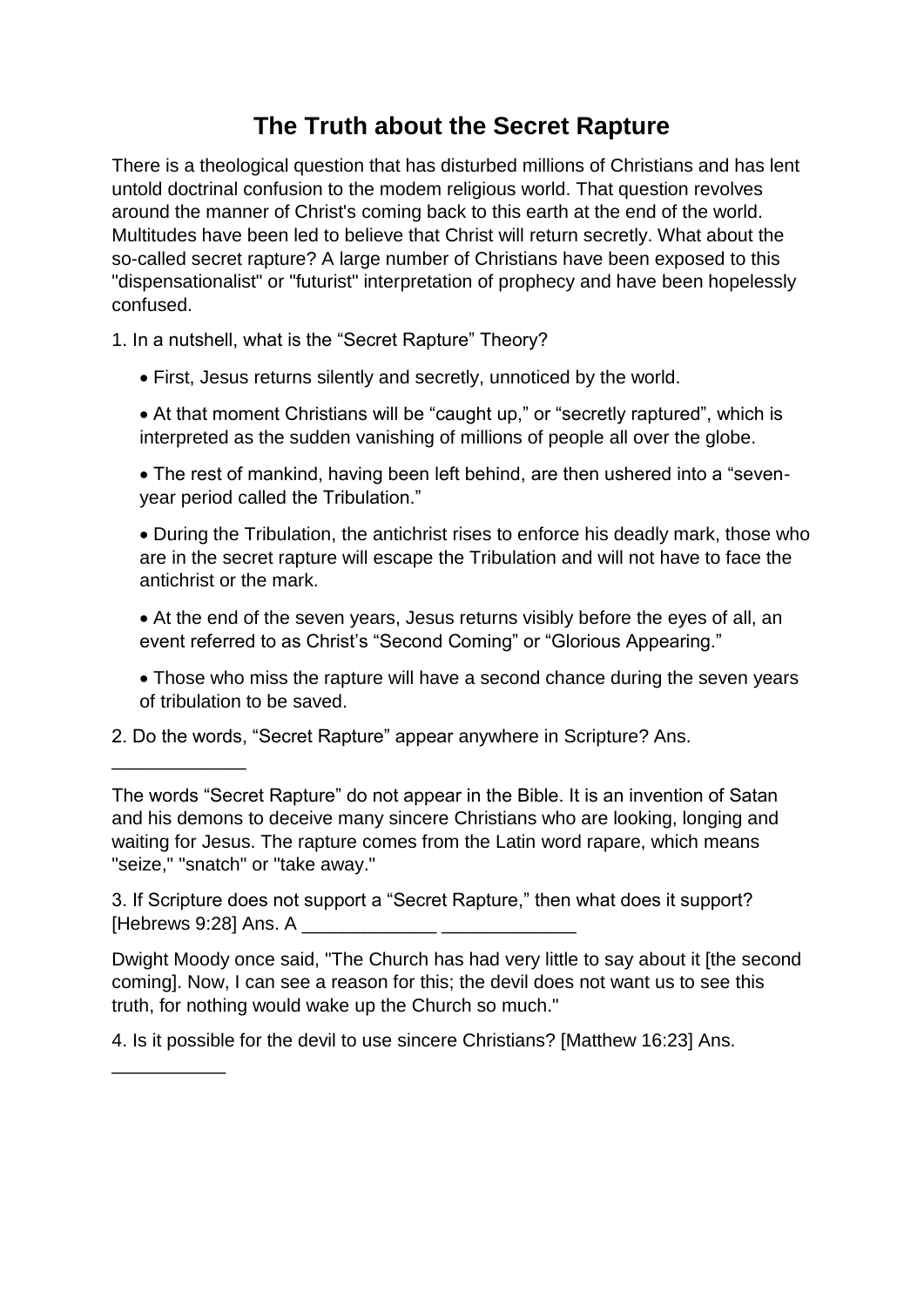# The Truth about the Secret Rapture

There is a theological question that has disturbed millions of Christians and has lent untold doctrinal confusion to the modem religious world. That question revolves around the manner of Christ's coming back to this earth at the end of the world. Multitudes have been led to believe that Christ will return secretly. What about the so-called secret rapture? A large number of Christians have been exposed to this "dispensationalist" or "futurist" interpretation of prophecy and have been hopelessly confused.

1. In a nutshell, what is the “Secret Rapture” Theory?

- First, Jesus returns silently and secretly, unnoticed by the world.
- At that moment Christians will be “caught up,” or “secretly raptured”, which is interpreted as the sudden vanishing of millions of people all over the globe.
- The rest of mankind, having been left behind, are then ushered into a “seven-year period called the Tribulation.”
- During the Tribulation, the antichrist rises to enforce his deadly mark, those who are in the secret rapture will escape the Tribulation and will not have to face the antichrist or the mark.
- At the end of the seven years, Jesus returns visibly before the eyes of all, an event referred to as Christ’s “Second Coming” or “Glorious Appearing.”
- Those who miss the rapture will have a second chance during the seven years of tribulation to be saved.

2. Do the words, “Secret Rapture” appear anywhere in Scripture? Ans. _____________

The words “Secret Rapture” do not appear in the Bible. It is an invention of Satan and his demons to deceive many sincere Christians who are looking, longing and waiting for Jesus. The rapture comes from the Latin word rapare, which means "seize," "snatch" or "take away."

3. If Scripture does not support a “Secret Rapture,” then what does it support? [Hebrews 9:28] Ans. A _____________ _____________

Dwight Moody once said, "The Church has had very little to say about it [the second coming]. Now, I can see a reason for this; the devil does not want us to see this truth, for nothing would wake up the Church so much."

4. Is it possible for the devil to use sincere Christians? [Matthew 16:23] Ans. ___________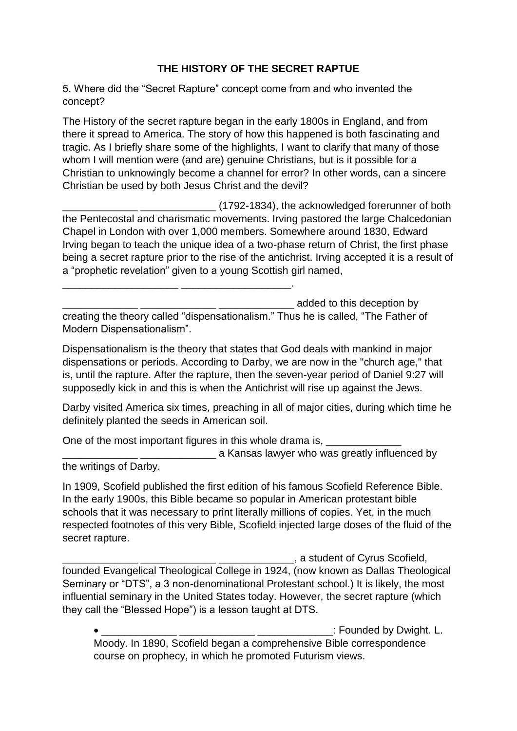**THE HISTORY OF THE SECRET RAPTUE**

5. Where did the “Secret Rapture” concept come from and who invented the concept?

The History of the secret rapture began in the early 1800s in England, and from there it spread to America. The story of how this happened is both fascinating and tragic. As I briefly share some of the highlights, I want to clarify that many of those whom I will mention were (and are) genuine Christians, but is it possible for a Christian to unknowingly become a channel for error? In other words, can a sincere Christian be used by both Jesus Christ and the devil?

_____________ _____________ (1792-1834), the acknowledged forerunner of both the Pentecostal and charismatic movements. Irving pastored the large Chalcedonian Chapel in London with over 1,000 members. Somewhere around 1830, Edward Irving began to teach the unique idea of a two-phase return of Christ, the first phase being a secret rapture prior to the rise of the antichrist. Irving accepted it is a result of a “prophetic revelation” given to a young Scottish girl named, ____________________ ___________________.

_____________ _____________ _____________ added to this deception by creating the theory called “dispensationalism.” Thus he is called, “The Father of Modern Dispensationalism”.

Dispensationalism is the theory that states that God deals with mankind in major dispensations or periods. According to Darby, we are now in the "church age," that is, until the rapture. After the rapture, then the seven-year period of Daniel 9:27 will supposedly kick in and this is when the Antichrist will rise up against the Jews.

Darby visited America six times, preaching in all of major cities, during which time he definitely planted the seeds in American soil.

One of the most important figures in this whole drama is, _____________ _____________ _____________ a Kansas lawyer who was greatly influenced by the writings of Darby.

In 1909, Scofield published the first edition of his famous Scofield Reference Bible. In the early 1900s, this Bible became so popular in American protestant bible schools that it was necessary to print literally millions of copies. Yet, in the much respected footnotes of this very Bible, Scofield injected large doses of the fluid of the secret rapture.

_____________ _____________ _____________, a student of Cyrus Scofield, founded Evangelical Theological College in 1924, (now known as Dallas Theological Seminary or “DTS”, a 3 non-denominational Protestant school.) It is likely, the most influential seminary in the United States today. However, the secret rapture (which they call the “Blessed Hope”) is a lesson taught at DTS.

- _____________ _____________ _____________: Founded by Dwight. L. Moody. In 1890, Scofield began a comprehensive Bible correspondence course on prophecy, in which he promoted Futurism views.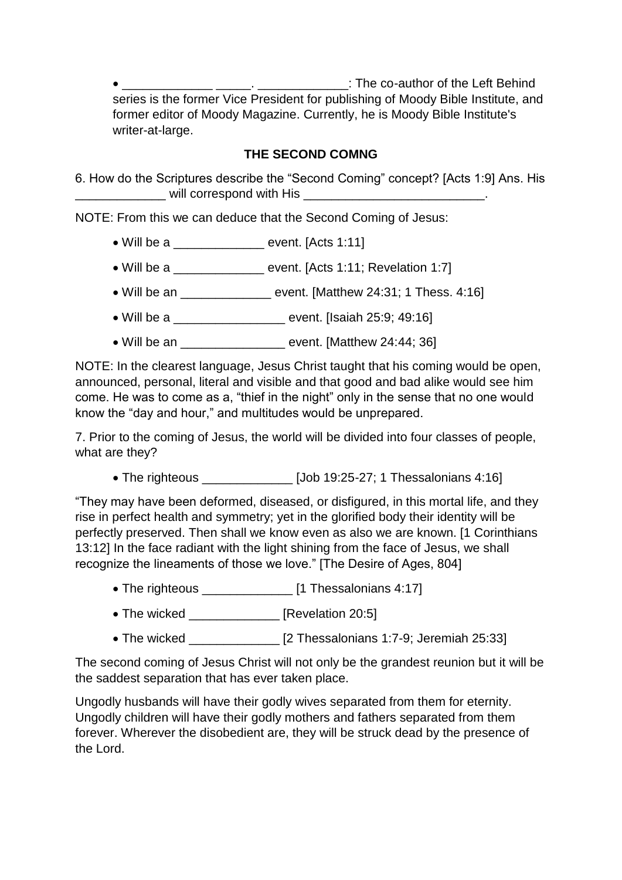- _____________ _____. _____________: The co-author of the Left Behind series is the former Vice President for publishing of Moody Bible Institute, and former editor of Moody Magazine. Currently, he is Moody Bible Institute's writer-at-large.

**THE SECOND COMNG**

6. How do the Scriptures describe the "Second Coming" concept? [Acts 1:9] Ans. His _____________ will correspond with His __________________________.

NOTE: From this we can deduce that the Second Coming of Jesus:

- Will be a _____________ event. [Acts 1:11]
- Will be a _____________ event. [Acts 1:11; Revelation 1:7]
- Will be an _____________ event. [Matthew 24:31; 1 Thess. 4:16]
- Will be a ________________ event. [Isaiah 25:9; 49:16]
- Will be an _______________ event. [Matthew 24:44; 36]

NOTE: In the clearest language, Jesus Christ taught that his coming would be open, announced, personal, literal and visible and that good and bad alike would see him come. He was to come as a, "thief in the night" only in the sense that no one would know the "day and hour," and multitudes would be unprepared.

7. Prior to the coming of Jesus, the world will be divided into four classes of people, what are they?

- The righteous _____________ [Job 19:25-27; 1 Thessalonians 4:16]

"They may have been deformed, diseased, or disfigured, in this mortal life, and they rise in perfect health and symmetry; yet in the glorified body their identity will be perfectly preserved. Then shall we know even as also we are known. [1 Corinthians 13:12] In the face radiant with the light shining from the face of Jesus, we shall recognize the lineaments of those we love." [The Desire of Ages, 804]

- The righteous _____________ [1 Thessalonians 4:17]
- The wicked _____________ [Revelation 20:5]
- The wicked _____________ [2 Thessalonians 1:7-9; Jeremiah 25:33]

The second coming of Jesus Christ will not only be the grandest reunion but it will be the saddest separation that has ever taken place.

Ungodly husbands will have their godly wives separated from them for eternity. Ungodly children will have their godly mothers and fathers separated from them forever. Wherever the disobedient are, they will be struck dead by the presence of the Lord.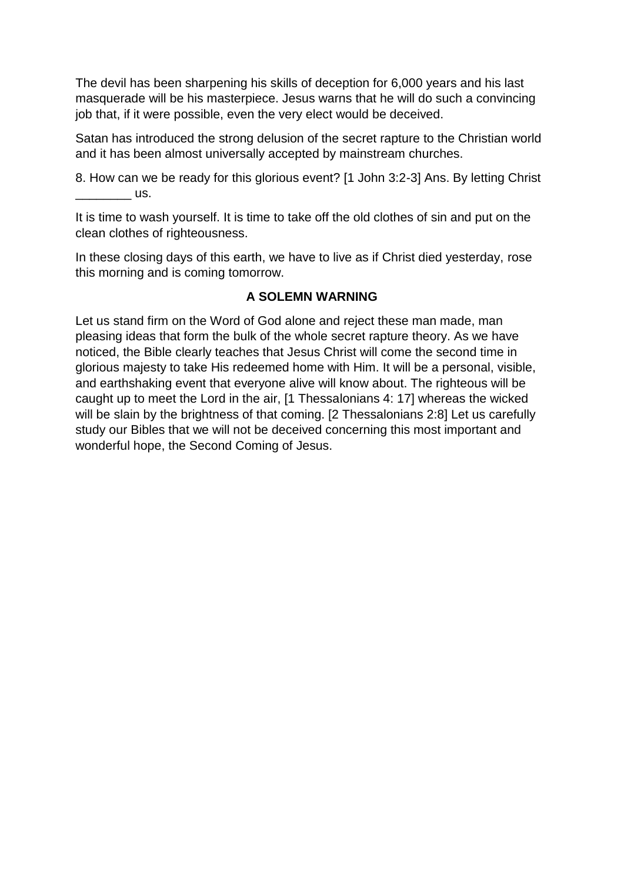The devil has been sharpening his skills of deception for 6,000 years and his last masquerade will be his masterpiece. Jesus warns that he will do such a convincing job that, if it were possible, even the very elect would be deceived.

Satan has introduced the strong delusion of the secret rapture to the Christian world and it has been almost universally accepted by mainstream churches.

8. How can we be ready for this glorious event? [1 John 3:2-3] Ans. By letting Christ ________ us.

It is time to wash yourself. It is time to take off the old clothes of sin and put on the clean clothes of righteousness.

In these closing days of this earth, we have to live as if Christ died yesterday, rose this morning and is coming tomorrow.

**A SOLEMN WARNING**

Let us stand firm on the Word of God alone and reject these man made, man pleasing ideas that form the bulk of the whole secret rapture theory. As we have noticed, the Bible clearly teaches that Jesus Christ will come the second time in glorious majesty to take His redeemed home with Him. It will be a personal, visible, and earthshaking event that everyone alive will know about. The righteous will be caught up to meet the Lord in the air, [1 Thessalonians 4: 17] whereas the wicked will be slain by the brightness of that coming. [2 Thessalonians 2:8] Let us carefully study our Bibles that we will not be deceived concerning this most important and wonderful hope, the Second Coming of Jesus.